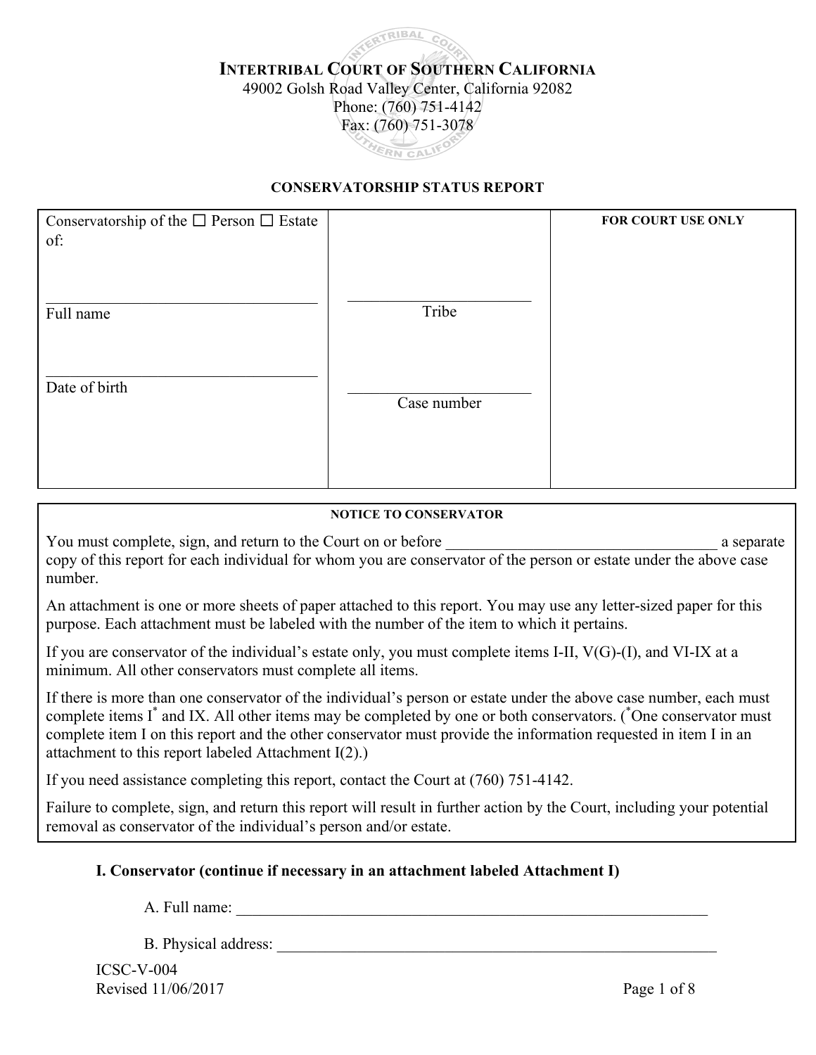# INTERTRIBAL COURT OF SOUTHERN CALIFORNIA

49002 Golsh Road Valley Center, California 92082
Phone: (760) 751-4142
Fax: (760) 751-3078

## CONSERVATORSHIP STATUS REPORT

| Conservatorship of the ☐ Person ☐ Estate of: | | FOR COURT USE ONLY |
|---|---|---|
| ______________________ Full name | ______________________ Tribe | |
| ______________________ Date of birth | ______________________ Case number | |

**NOTICE TO CONSERVATOR**

You must complete, sign, and return to the Court on or before ______________________ a separate copy of this report for each individual for whom you are conservator of the person or estate under the above case number.

An attachment is one or more sheets of paper attached to this report. You may use any letter-sized paper for this purpose. Each attachment must be labeled with the number of the item to which it pertains.

If you are conservator of the individual's estate only, you must complete items I-II, V(G)-(I), and VI-IX at a minimum. All other conservators must complete all items.

If there is more than one conservator of the individual's person or estate under the above case number, each must complete items I* and IX. All other items may be completed by one or both conservators. (*One conservator must complete item I on this report and the other conservator must provide the information requested in item I in an attachment to this report labeled Attachment I(2).)

If you need assistance completing this report, contact the Court at (760) 751-4142.

Failure to complete, sign, and return this report will result in further action by the Court, including your potential removal as conservator of the individual's person and/or estate.

### I. Conservator (continue if necessary in an attachment labeled Attachment I)

A. Full name: ______________________________________________

B. Physical address: ______________________________________________

ICSC-V-004
Revised 11/06/2017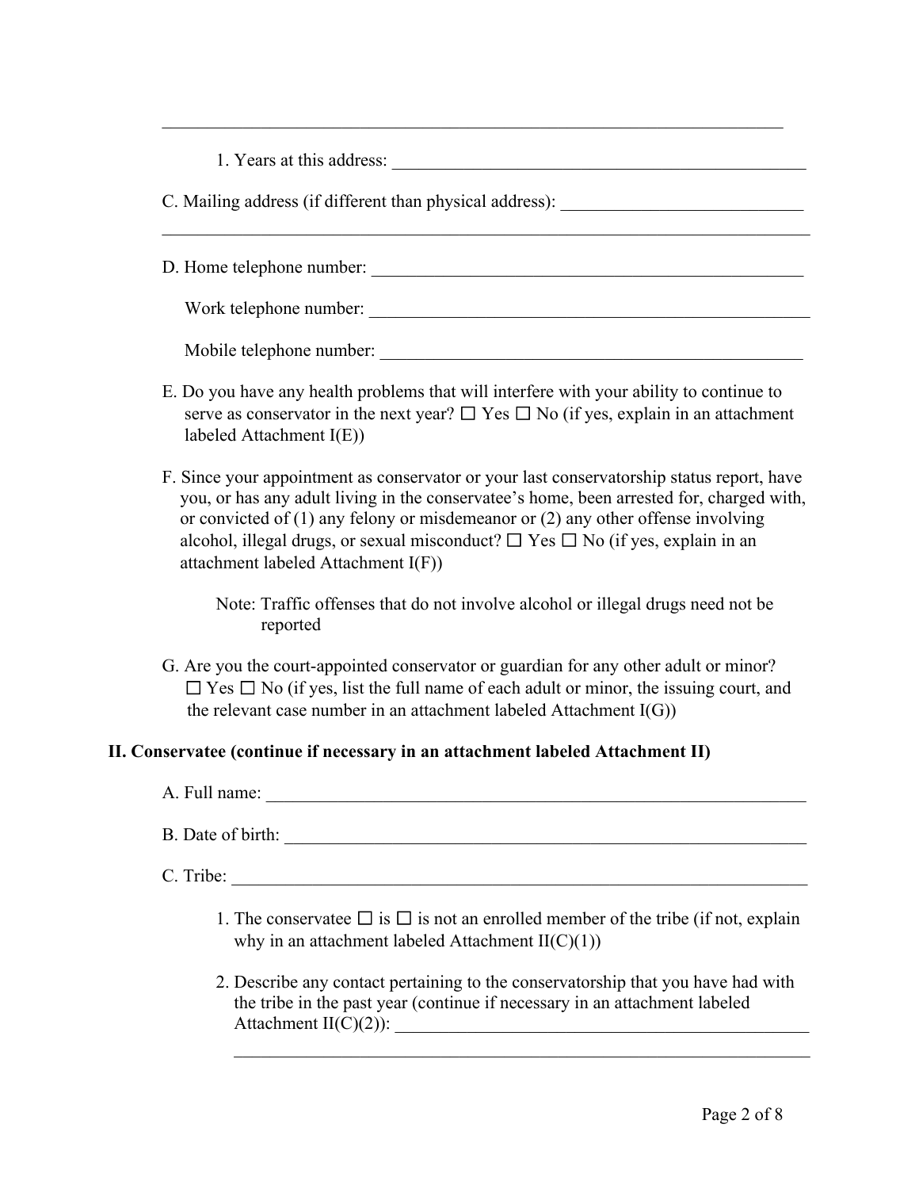\_\_\_\_\_\_\_\_\_\_\_\_\_\_\_\_\_\_\_\_\_\_\_\_\_\_\_\_\_\_\_\_\_\_\_\_\_\_\_\_\_\_\_\_\_\_\_\_\_\_\_\_\_\_\_\_\_\_\_\_\_\_\_\_\_\_

1. Years at this address: \_\_\_\_\_\_\_\_\_\_\_\_\_\_\_\_\_\_\_\_\_\_\_\_\_\_\_\_\_\_\_\_\_\_\_\_\_\_\_\_\_\_\_\_

C. Mailing address (if different than physical address): \_\_\_\_\_\_\_\_\_\_\_\_\_\_\_\_\_\_\_\_\_\_\_\_\_\_

\_\_\_\_\_\_\_\_\_\_\_\_\_\_\_\_\_\_\_\_\_\_\_\_\_\_\_\_\_\_\_\_\_\_\_\_\_\_\_\_\_\_\_\_\_\_\_\_\_\_\_\_\_\_\_\_\_\_\_\_\_\_\_\_\_\_\_\_\_\_

D. Home telephone number: \_\_\_\_\_\_\_\_\_\_\_\_\_\_\_\_\_\_\_\_\_\_\_\_\_\_\_\_\_\_\_\_\_\_\_\_\_\_\_\_\_\_\_\_\_\_

Work telephone number: \_\_\_\_\_\_\_\_\_\_\_\_\_\_\_\_\_\_\_\_\_\_\_\_\_\_\_\_\_\_\_\_\_\_\_\_\_\_\_\_\_\_\_\_\_\_\_\_

Mobile telephone number: \_\_\_\_\_\_\_\_\_\_\_\_\_\_\_\_\_\_\_\_\_\_\_\_\_\_\_\_\_\_\_\_\_\_\_\_\_\_\_\_\_\_\_\_\_\_

E. Do you have any health problems that will interfere with your ability to continue to serve as conservator in the next year? ☐ Yes ☐ No (if yes, explain in an attachment labeled Attachment I(E))

F. Since your appointment as conservator or your last conservatorship status report, have you, or has any adult living in the conservatee's home, been arrested for, charged with, or convicted of (1) any felony or misdemeanor or (2) any other offense involving alcohol, illegal drugs, or sexual misconduct? ☐ Yes ☐ No (if yes, explain in an attachment labeled Attachment I(F))

Note: Traffic offenses that do not involve alcohol or illegal drugs need not be reported

G. Are you the court-appointed conservator or guardian for any other adult or minor? ☐ Yes ☐ No (if yes, list the full name of each adult or minor, the issuing court, and the relevant case number in an attachment labeled Attachment I(G))

**II. Conservatee (continue if necessary in an attachment labeled Attachment II)**

A. Full name: \_\_\_\_\_\_\_\_\_\_\_\_\_\_\_\_\_\_\_\_\_\_\_\_\_\_\_\_\_\_\_\_\_\_\_\_\_\_\_\_\_\_\_\_\_\_\_\_\_\_\_\_\_\_\_\_\_\_\_\_

B. Date of birth: \_\_\_\_\_\_\_\_\_\_\_\_\_\_\_\_\_\_\_\_\_\_\_\_\_\_\_\_\_\_\_\_\_\_\_\_\_\_\_\_\_\_\_\_\_\_\_\_\_\_\_\_\_\_\_\_\_

C. Tribe: \_\_\_\_\_\_\_\_\_\_\_\_\_\_\_\_\_\_\_\_\_\_\_\_\_\_\_\_\_\_\_\_\_\_\_\_\_\_\_\_\_\_\_\_\_\_\_\_\_\_\_\_\_\_\_\_\_\_\_\_\_\_\_

1. The conservatee ☐ is ☐ is not an enrolled member of the tribe (if not, explain why in an attachment labeled Attachment II(C)(1))

2. Describe any contact pertaining to the conservatorship that you have had with the tribe in the past year (continue if necessary in an attachment labeled Attachment II(C)(2)): \_\_\_\_\_\_\_\_\_\_\_\_\_\_\_\_\_\_\_\_\_\_\_\_\_\_\_\_\_\_\_\_\_\_\_\_\_\_\_\_\_\_\_\_\_\_

\_\_\_\_\_\_\_\_\_\_\_\_\_\_\_\_\_\_\_\_\_\_\_\_\_\_\_\_\_\_\_\_\_\_\_\_\_\_\_\_\_\_\_\_\_\_\_\_\_\_\_\_\_\_\_\_\_\_\_\_\_\_\_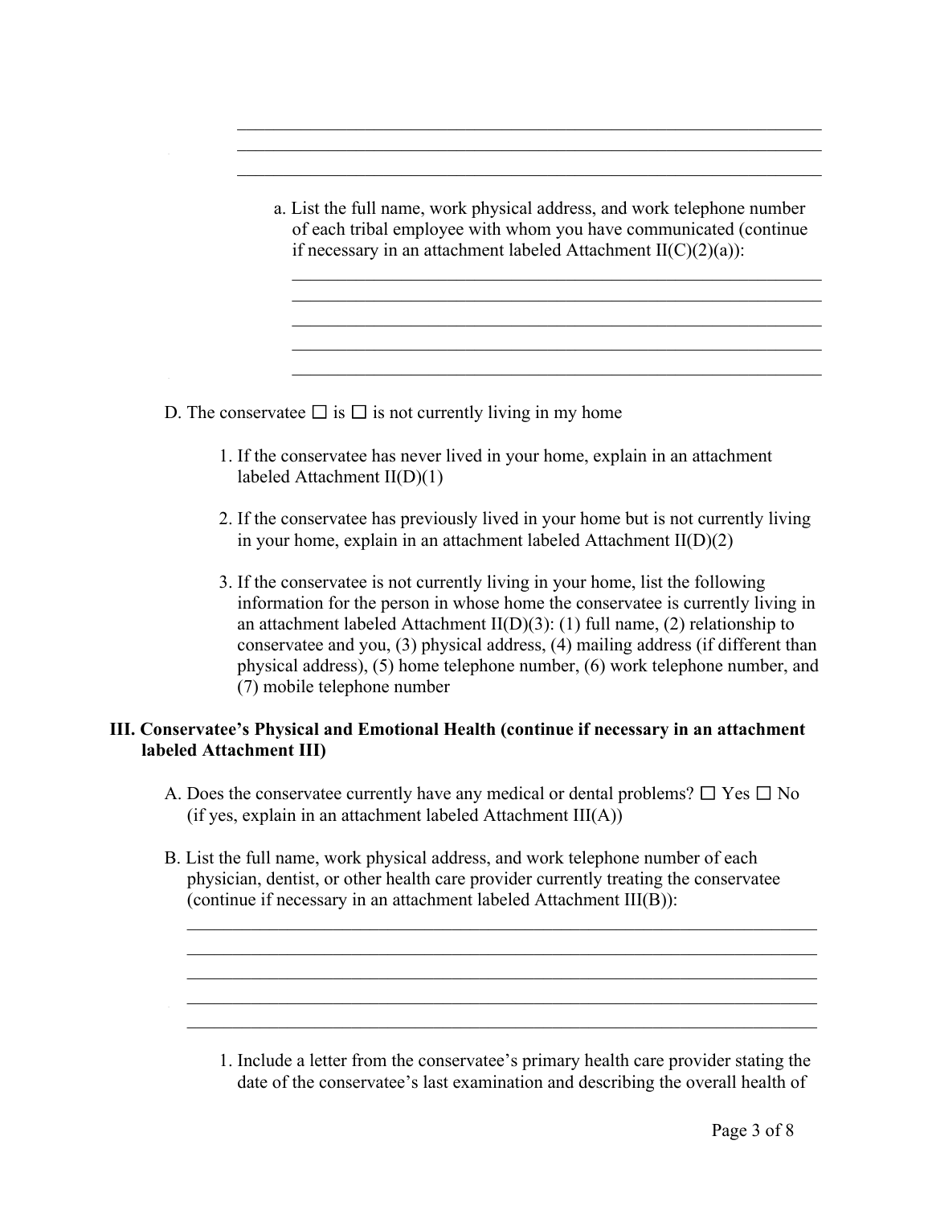\_\_\_\_\_\_\_\_\_\_\_\_\_\_\_\_\_\_\_\_\_\_\_\_\_\_\_\_\_\_\_\_\_\_\_\_\_\_\_\_\_\_\_\_\_\_\_\_\_\_\_\_\_\_\_\_\_\_\_\_\_\_\_\_\_\_

\_\_\_\_\_\_\_\_\_\_\_\_\_\_\_\_\_\_\_\_\_\_\_\_\_\_\_\_\_\_\_\_\_\_\_\_\_\_\_\_\_\_\_\_\_\_\_\_\_\_\_\_\_\_\_\_\_\_\_\_\_\_\_\_\_\_

\_\_\_\_\_\_\_\_\_\_\_\_\_\_\_\_\_\_\_\_\_\_\_\_\_\_\_\_\_\_\_\_\_\_\_\_\_\_\_\_\_\_\_\_\_\_\_\_\_\_\_\_\_\_\_\_\_\_\_\_\_\_\_\_\_\_

a. List the full name, work physical address, and work telephone number of each tribal employee with whom you have communicated (continue if necessary in an attachment labeled Attachment II(C)(2)(a)):

\_\_\_\_\_\_\_\_\_\_\_\_\_\_\_\_\_\_\_\_\_\_\_\_\_\_\_\_\_\_\_\_\_\_\_\_\_\_\_\_\_\_\_\_\_\_\_\_\_\_\_\_\_\_\_\_\_\_\_\_

\_\_\_\_\_\_\_\_\_\_\_\_\_\_\_\_\_\_\_\_\_\_\_\_\_\_\_\_\_\_\_\_\_\_\_\_\_\_\_\_\_\_\_\_\_\_\_\_\_\_\_\_\_\_\_\_\_\_\_\_

\_\_\_\_\_\_\_\_\_\_\_\_\_\_\_\_\_\_\_\_\_\_\_\_\_\_\_\_\_\_\_\_\_\_\_\_\_\_\_\_\_\_\_\_\_\_\_\_\_\_\_\_\_\_\_\_\_\_\_\_

\_\_\_\_\_\_\_\_\_\_\_\_\_\_\_\_\_\_\_\_\_\_\_\_\_\_\_\_\_\_\_\_\_\_\_\_\_\_\_\_\_\_\_\_\_\_\_\_\_\_\_\_\_\_\_\_\_\_\_\_

\_\_\_\_\_\_\_\_\_\_\_\_\_\_\_\_\_\_\_\_\_\_\_\_\_\_\_\_\_\_\_\_\_\_\_\_\_\_\_\_\_\_\_\_\_\_\_\_\_\_\_\_\_\_\_\_\_\_\_\_

D. The conservatee ☐ is ☐ is not currently living in my home

1. If the conservatee has never lived in your home, explain in an attachment labeled Attachment II(D)(1)
2. If the conservatee has previously lived in your home but is not currently living in your home, explain in an attachment labeled Attachment II(D)(2)
3. If the conservatee is not currently living in your home, list the following information for the person in whose home the conservatee is currently living in an attachment labeled Attachment II(D)(3): (1) full name, (2) relationship to conservatee and you, (3) physical address, (4) mailing address (if different than physical address), (5) home telephone number, (6) work telephone number, and (7) mobile telephone number

**III. Conservatee's Physical and Emotional Health (continue if necessary in an attachment labeled Attachment III)**

A. Does the conservatee currently have any medical or dental problems? ☐ Yes ☐ No (if yes, explain in an attachment labeled Attachment III(A))

B. List the full name, work physical address, and work telephone number of each physician, dentist, or other health care provider currently treating the conservatee (continue if necessary in an attachment labeled Attachment III(B)):

\_\_\_\_\_\_\_\_\_\_\_\_\_\_\_\_\_\_\_\_\_\_\_\_\_\_\_\_\_\_\_\_\_\_\_\_\_\_\_\_\_\_\_\_\_\_\_\_\_\_\_\_\_\_\_\_\_\_\_\_\_\_\_\_\_\_\_\_

\_\_\_\_\_\_\_\_\_\_\_\_\_\_\_\_\_\_\_\_\_\_\_\_\_\_\_\_\_\_\_\_\_\_\_\_\_\_\_\_\_\_\_\_\_\_\_\_\_\_\_\_\_\_\_\_\_\_\_\_\_\_\_\_\_\_\_\_

\_\_\_\_\_\_\_\_\_\_\_\_\_\_\_\_\_\_\_\_\_\_\_\_\_\_\_\_\_\_\_\_\_\_\_\_\_\_\_\_\_\_\_\_\_\_\_\_\_\_\_\_\_\_\_\_\_\_\_\_\_\_\_\_\_\_\_\_

\_\_\_\_\_\_\_\_\_\_\_\_\_\_\_\_\_\_\_\_\_\_\_\_\_\_\_\_\_\_\_\_\_\_\_\_\_\_\_\_\_\_\_\_\_\_\_\_\_\_\_\_\_\_\_\_\_\_\_\_\_\_\_\_\_\_\_\_

\_\_\_\_\_\_\_\_\_\_\_\_\_\_\_\_\_\_\_\_\_\_\_\_\_\_\_\_\_\_\_\_\_\_\_\_\_\_\_\_\_\_\_\_\_\_\_\_\_\_\_\_\_\_\_\_\_\_\_\_\_\_\_\_\_\_\_\_

1. Include a letter from the conservatee's primary health care provider stating the date of the conservatee's last examination and describing the overall health of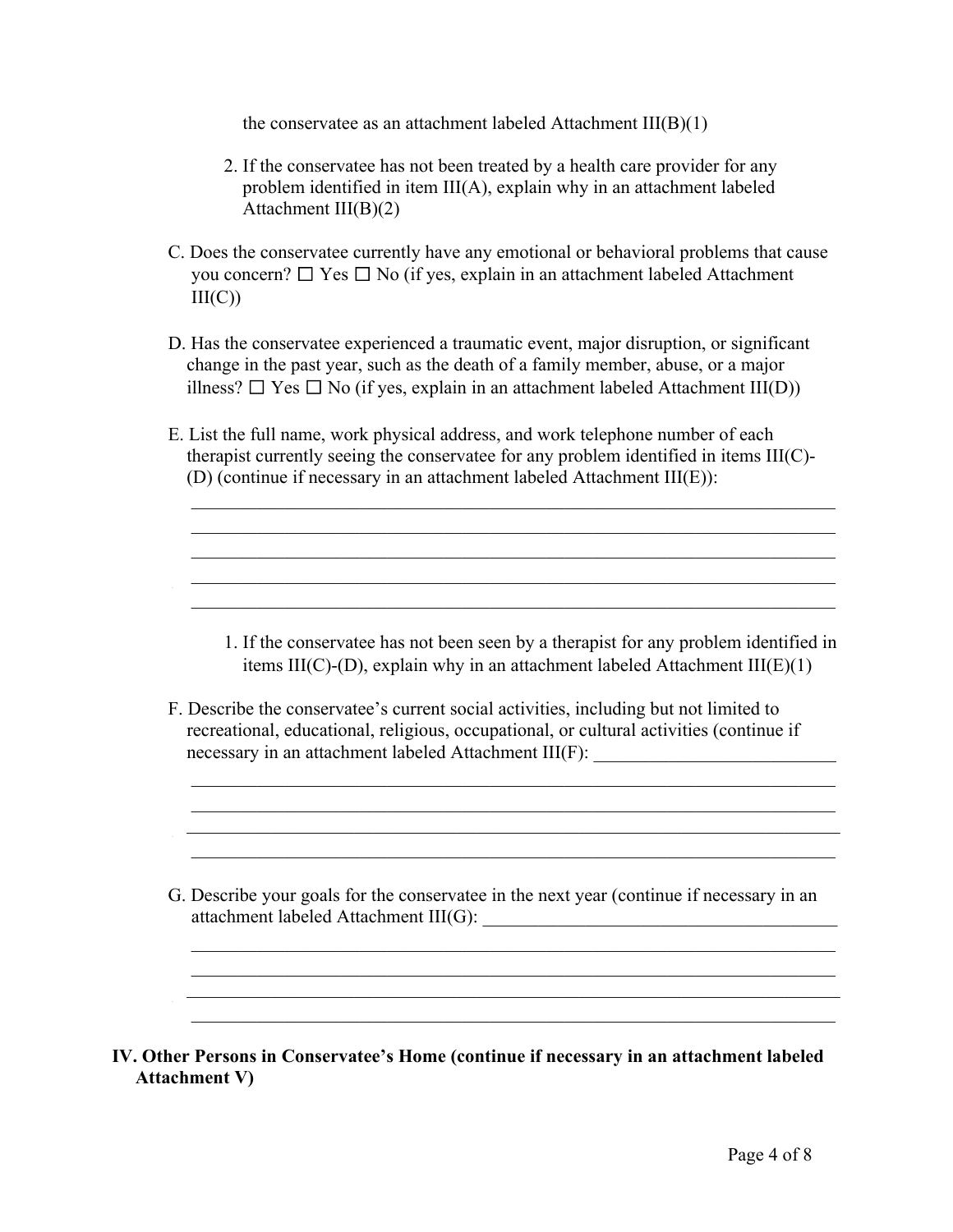the conservatee as an attachment labeled Attachment III(B)(1)

2. If the conservatee has not been treated by a health care provider for any problem identified in item III(A), explain why in an attachment labeled Attachment III(B)(2)

C. Does the conservatee currently have any emotional or behavioral problems that cause you concern? ☐ Yes ☐ No (if yes, explain in an attachment labeled Attachment III(C))

D. Has the conservatee experienced a traumatic event, major disruption, or significant change in the past year, such as the death of a family member, abuse, or a major illness? ☐ Yes ☐ No (if yes, explain in an attachment labeled Attachment III(D))

E. List the full name, work physical address, and work telephone number of each therapist currently seeing the conservatee for any problem identified in items III(C)-(D) (continue if necessary in an attachment labeled Attachment III(E)):

______________________________________________________________________

______________________________________________________________________

______________________________________________________________________

______________________________________________________________________

______________________________________________________________________

1. If the conservatee has not been seen by a therapist for any problem identified in items III(C)-(D), explain why in an attachment labeled Attachment III(E)(1)

F. Describe the conservatee's current social activities, including but not limited to recreational, educational, religious, occupational, or cultural activities (continue if necessary in an attachment labeled Attachment III(F): ___________________________

______________________________________________________________________

______________________________________________________________________

______________________________________________________________________

______________________________________________________________________

G. Describe your goals for the conservatee in the next year (continue if necessary in an attachment labeled Attachment III(G): ________________________________________

______________________________________________________________________

______________________________________________________________________

______________________________________________________________________

______________________________________________________________________

**IV. Other Persons in Conservatee's Home (continue if necessary in an attachment labeled Attachment V)**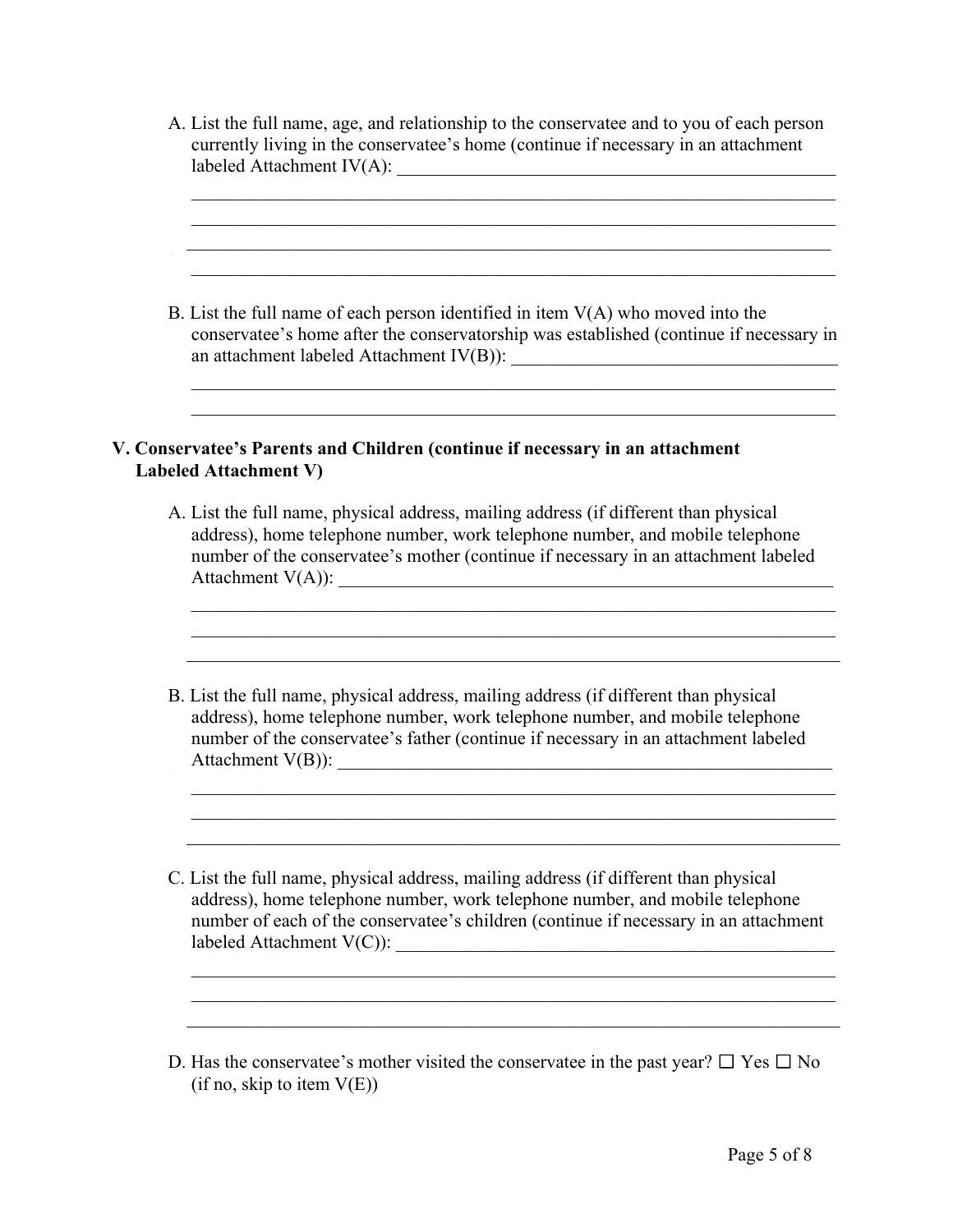A. List the full name, age, and relationship to the conservatee and to you of each person currently living in the conservatee's home (continue if necessary in an attachment labeled Attachment IV(A): ____________________________________________________

________________________________________________________________________

________________________________________________________________________

________________________________________________________________________

________________________________________________________________________

B. List the full name of each person identified in item V(A) who moved into the conservatee's home after the conservatorship was established (continue if necessary in an attachment labeled Attachment IV(B)): ____________________________________

________________________________________________________________________

________________________________________________________________________

**V. Conservatee's Parents and Children (continue if necessary in an attachment Labeled Attachment V)**

A. List the full name, physical address, mailing address (if different than physical address), home telephone number, work telephone number, and mobile telephone number of the conservatee's mother (continue if necessary in an attachment labeled Attachment V(A)): __________________________________________________________

________________________________________________________________________

________________________________________________________________________

________________________________________________________________________

B. List the full name, physical address, mailing address (if different than physical address), home telephone number, work telephone number, and mobile telephone number of the conservatee's father (continue if necessary in an attachment labeled Attachment V(B)): __________________________________________________________

________________________________________________________________________

________________________________________________________________________

________________________________________________________________________

C. List the full name, physical address, mailing address (if different than physical address), home telephone number, work telephone number, and mobile telephone number of each of the conservatee's children (continue if necessary in an attachment labeled Attachment V(C)): __________________________________________________

________________________________________________________________________

________________________________________________________________________

________________________________________________________________________

D. Has the conservatee's mother visited the conservatee in the past year? ☐ Yes ☐ No (if no, skip to item V(E))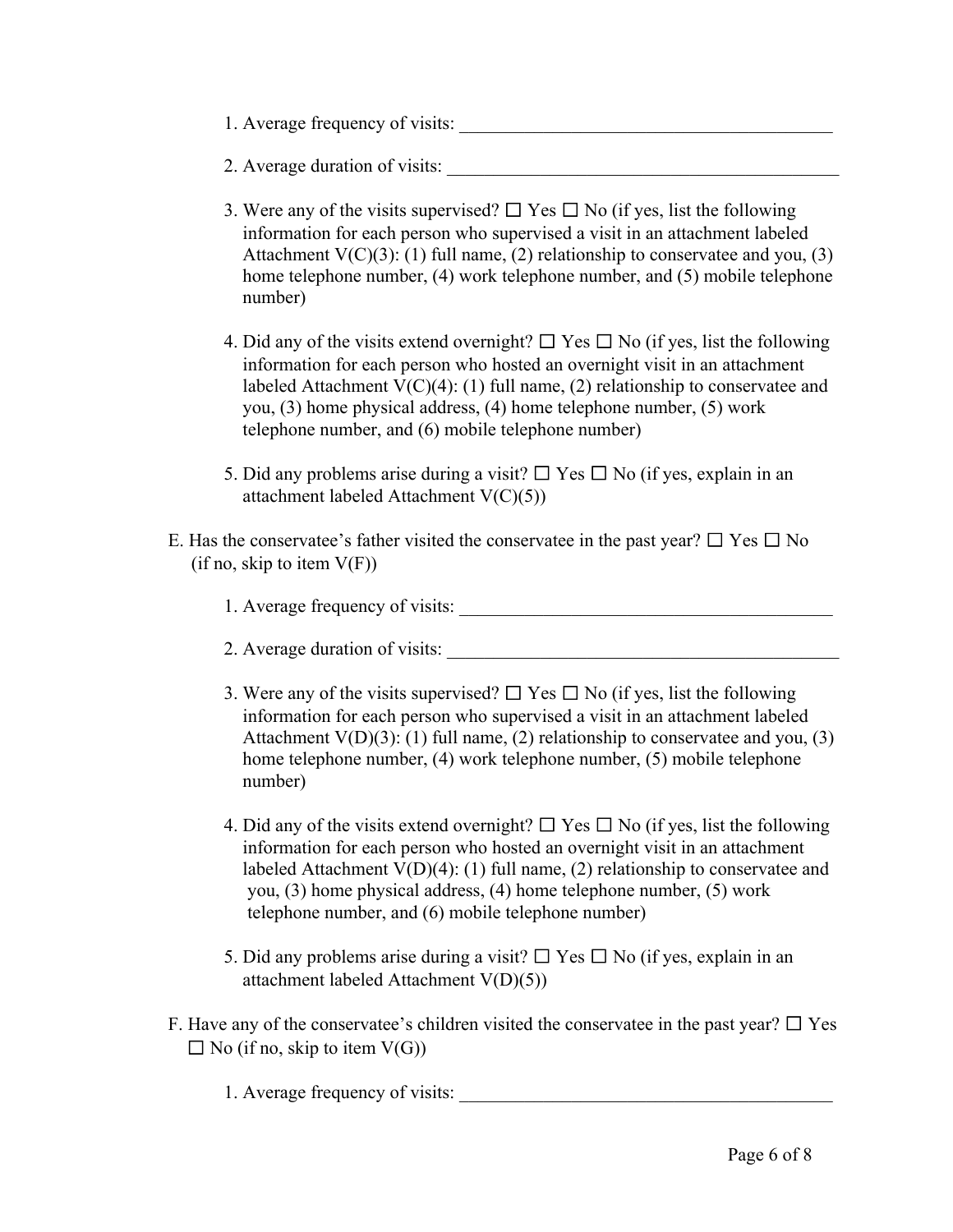1. Average frequency of visits: ________________________________________

2. Average duration of visits: ________________________________________

3. Were any of the visits supervised? ☐ Yes ☐ No (if yes, list the following information for each person who supervised a visit in an attachment labeled Attachment V(C)(3): (1) full name, (2) relationship to conservatee and you, (3) home telephone number, (4) work telephone number, and (5) mobile telephone number)

4. Did any of the visits extend overnight? ☐ Yes ☐ No (if yes, list the following information for each person who hosted an overnight visit in an attachment labeled Attachment V(C)(4): (1) full name, (2) relationship to conservatee and you, (3) home physical address, (4) home telephone number, (5) work telephone number, and (6) mobile telephone number)

5. Did any problems arise during a visit? ☐ Yes ☐ No (if yes, explain in an attachment labeled Attachment V(C)(5))

E. Has the conservatee's father visited the conservatee in the past year? ☐ Yes ☐ No (if no, skip to item V(F))

1. Average frequency of visits: ________________________________________

2. Average duration of visits: ________________________________________

3. Were any of the visits supervised? ☐ Yes ☐ No (if yes, list the following information for each person who supervised a visit in an attachment labeled Attachment V(D)(3): (1) full name, (2) relationship to conservatee and you, (3) home telephone number, (4) work telephone number, (5) mobile telephone number)

4. Did any of the visits extend overnight? ☐ Yes ☐ No (if yes, list the following information for each person who hosted an overnight visit in an attachment labeled Attachment V(D)(4): (1) full name, (2) relationship to conservatee and you, (3) home physical address, (4) home telephone number, (5) work telephone number, and (6) mobile telephone number)

5. Did any problems arise during a visit? ☐ Yes ☐ No (if yes, explain in an attachment labeled Attachment V(D)(5))

F. Have any of the conservatee's children visited the conservatee in the past year? ☐ Yes ☐ No (if no, skip to item V(G))

1. Average frequency of visits: ________________________________________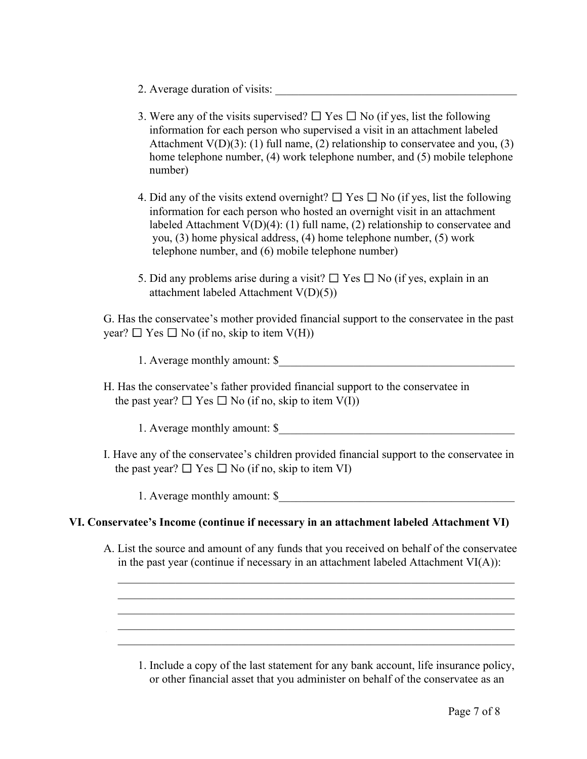2. Average duration of visits: ___________________________________________

3. Were any of the visits supervised? ☐ Yes ☐ No (if yes, list the following information for each person who supervised a visit in an attachment labeled Attachment V(D)(3): (1) full name, (2) relationship to conservatee and you, (3) home telephone number, (4) work telephone number, and (5) mobile telephone number)

4. Did any of the visits extend overnight? ☐ Yes ☐ No (if yes, list the following information for each person who hosted an overnight visit in an attachment labeled Attachment V(D)(4): (1) full name, (2) relationship to conservatee and you, (3) home physical address, (4) home telephone number, (5) work telephone number, and (6) mobile telephone number)

5. Did any problems arise during a visit? ☐ Yes ☐ No (if yes, explain in an attachment labeled Attachment V(D)(5))

G. Has the conservatee's mother provided financial support to the conservatee in the past year? ☐ Yes ☐ No (if no, skip to item V(H))

1. Average monthly amount: $___________________________________________

H. Has the conservatee's father provided financial support to the conservatee in the past year? ☐ Yes ☐ No (if no, skip to item V(I))

1. Average monthly amount: $___________________________________________

I. Have any of the conservatee's children provided financial support to the conservatee in the past year? ☐ Yes ☐ No (if no, skip to item VI)

1. Average monthly amount: $___________________________________________

**VI. Conservatee's Income (continue if necessary in an attachment labeled Attachment VI)**

A. List the source and amount of any funds that you received on behalf of the conservatee in the past year (continue if necessary in an attachment labeled Attachment VI(A)):

_________________________________________________________________________

_________________________________________________________________________

_________________________________________________________________________

_________________________________________________________________________

_________________________________________________________________________

1. Include a copy of the last statement for any bank account, life insurance policy, or other financial asset that you administer on behalf of the conservatee as an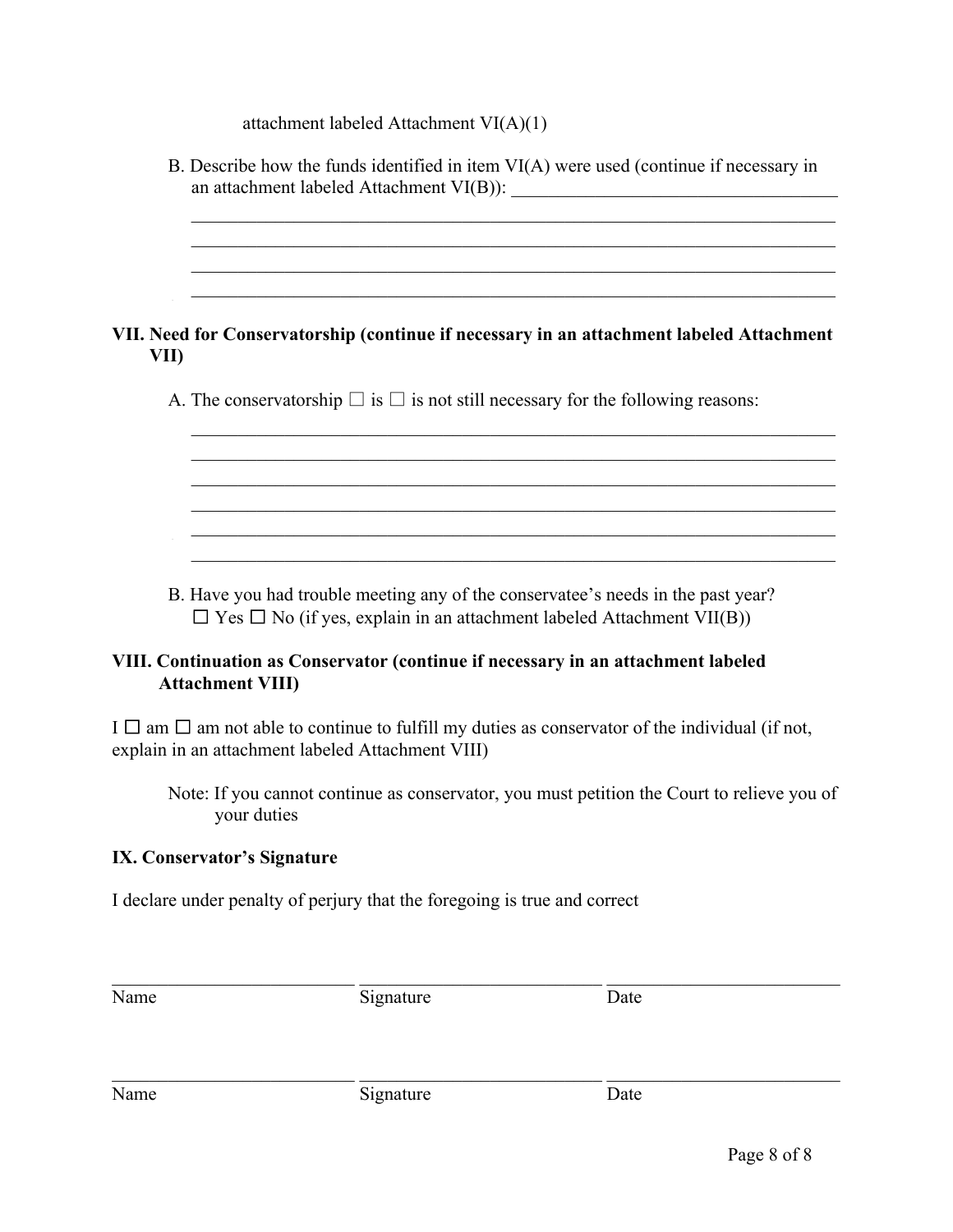attachment labeled Attachment VI(A)(1)

B. Describe how the funds identified in item VI(A) were used (continue if necessary in an attachment labeled Attachment VI(B)): ___________________________________

_________________________________________________________________________

_________________________________________________________________________

_________________________________________________________________________

_________________________________________________________________________

**VII. Need for Conservatorship (continue if necessary in an attachment labeled Attachment VII)**

A. The conservatorship ☐ is ☐ is not still necessary for the following reasons:

_________________________________________________________________________

_________________________________________________________________________

_________________________________________________________________________

_________________________________________________________________________

_________________________________________________________________________

_________________________________________________________________________

B. Have you had trouble meeting any of the conservatee's needs in the past year?
☐ Yes ☐ No (if yes, explain in an attachment labeled Attachment VII(B))

**VIII. Continuation as Conservator (continue if necessary in an attachment labeled Attachment VIII)**

I ☐ am ☐ am not able to continue to fulfill my duties as conservator of the individual (if not, explain in an attachment labeled Attachment VIII)

Note: If you cannot continue as conservator, you must petition the Court to relieve you of your duties

**IX. Conservator's Signature**

I declare under penalty of perjury that the foregoing is true and correct

_________________________ _________________________ _________________________
Name Signature Date

_________________________ _________________________ _________________________
Name Signature Date